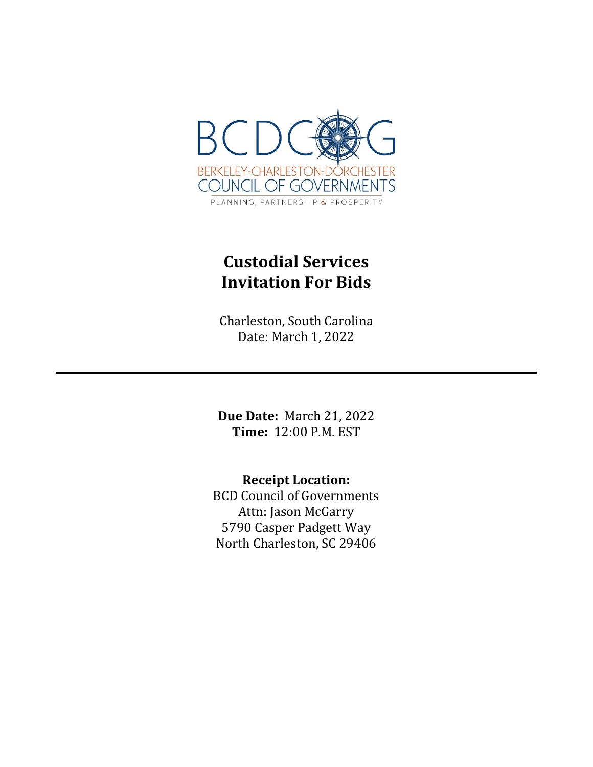BCDCOG

BERKELEY-CHARLESTON-DORCHESTER COUNCIL OF GOVERNMENTS

PLANNING, PARTNERSHIP & PROSPERITY

# Custodial Services Invitation For Bids

Charleston, South Carolina
Date: March 1, 2022

---

**Due Date:** March 21, 2022
**Time:** 12:00 P.M. EST

**Receipt Location:**
BCD Council of Governments
Attn: Jason McGarry
5790 Casper Padgett Way
North Charleston, SC 29406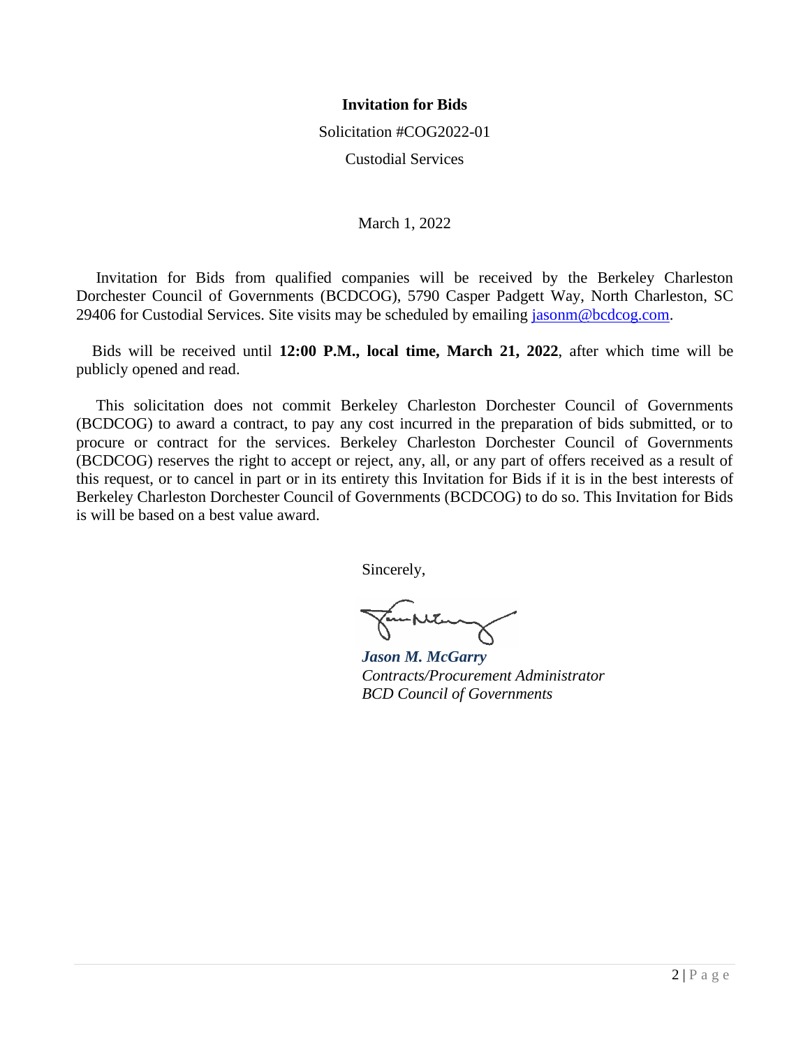**Invitation for Bids**

Solicitation #COG2022-01

Custodial Services

March 1, 2022

Invitation for Bids from qualified companies will be received by the Berkeley Charleston Dorchester Council of Governments (BCDCOG), 5790 Casper Padgett Way, North Charleston, SC 29406 for Custodial Services. Site visits may be scheduled by emailing jasonm@bcdcog.com.

Bids will be received until **12:00 P.M., local time, March 21, 2022**, after which time will be publicly opened and read.

This solicitation does not commit Berkeley Charleston Dorchester Council of Governments (BCDCOG) to award a contract, to pay any cost incurred in the preparation of bids submitted, or to procure or contract for the services. Berkeley Charleston Dorchester Council of Governments (BCDCOG) reserves the right to accept or reject, any, all, or any part of offers received as a result of this request, or to cancel in part or in its entirety this Invitation for Bids if it is in the best interests of Berkeley Charleston Dorchester Council of Governments (BCDCOG) to do so. This Invitation for Bids is will be based on a best value award.

Sincerely,

***Jason M. McGarry***
*Contracts/Procurement Administrator*
*BCD Council of Governments*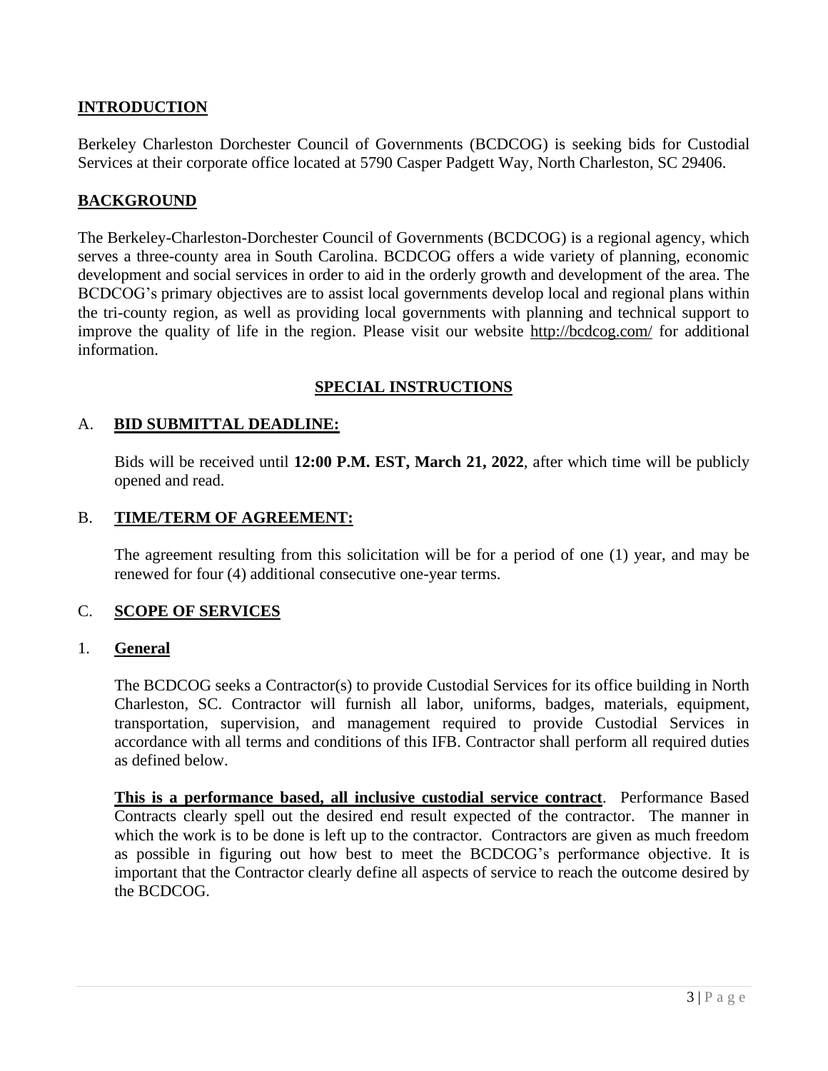## INTRODUCTION

Berkeley Charleston Dorchester Council of Governments (BCDCOG) is seeking bids for Custodial Services at their corporate office located at 5790 Casper Padgett Way, North Charleston, SC 29406.

## BACKGROUND

The Berkeley-Charleston-Dorchester Council of Governments (BCDCOG) is a regional agency, which serves a three-county area in South Carolina. BCDCOG offers a wide variety of planning, economic development and social services in order to aid in the orderly growth and development of the area. The BCDCOG's primary objectives are to assist local governments develop local and regional plans within the tri-county region, as well as providing local governments with planning and technical support to improve the quality of life in the region. Please visit our website http://bcdcog.com/ for additional information.

## SPECIAL INSTRUCTIONS

### A. BID SUBMITTAL DEADLINE:

Bids will be received until **12:00 P.M. EST, March 21, 2022**, after which time will be publicly opened and read.

### B. TIME/TERM OF AGREEMENT:

The agreement resulting from this solicitation will be for a period of one (1) year, and may be renewed for four (4) additional consecutive one-year terms.

### C. SCOPE OF SERVICES

#### 1. General

The BCDCOG seeks a Contractor(s) to provide Custodial Services for its office building in North Charleston, SC. Contractor will furnish all labor, uniforms, badges, materials, equipment, transportation, supervision, and management required to provide Custodial Services in accordance with all terms and conditions of this IFB. Contractor shall perform all required duties as defined below.

**This is a performance based, all inclusive custodial service contract**. Performance Based Contracts clearly spell out the desired end result expected of the contractor. The manner in which the work is to be done is left up to the contractor. Contractors are given as much freedom as possible in figuring out how best to meet the BCDCOG's performance objective. It is important that the Contractor clearly define all aspects of service to reach the outcome desired by the BCDCOG.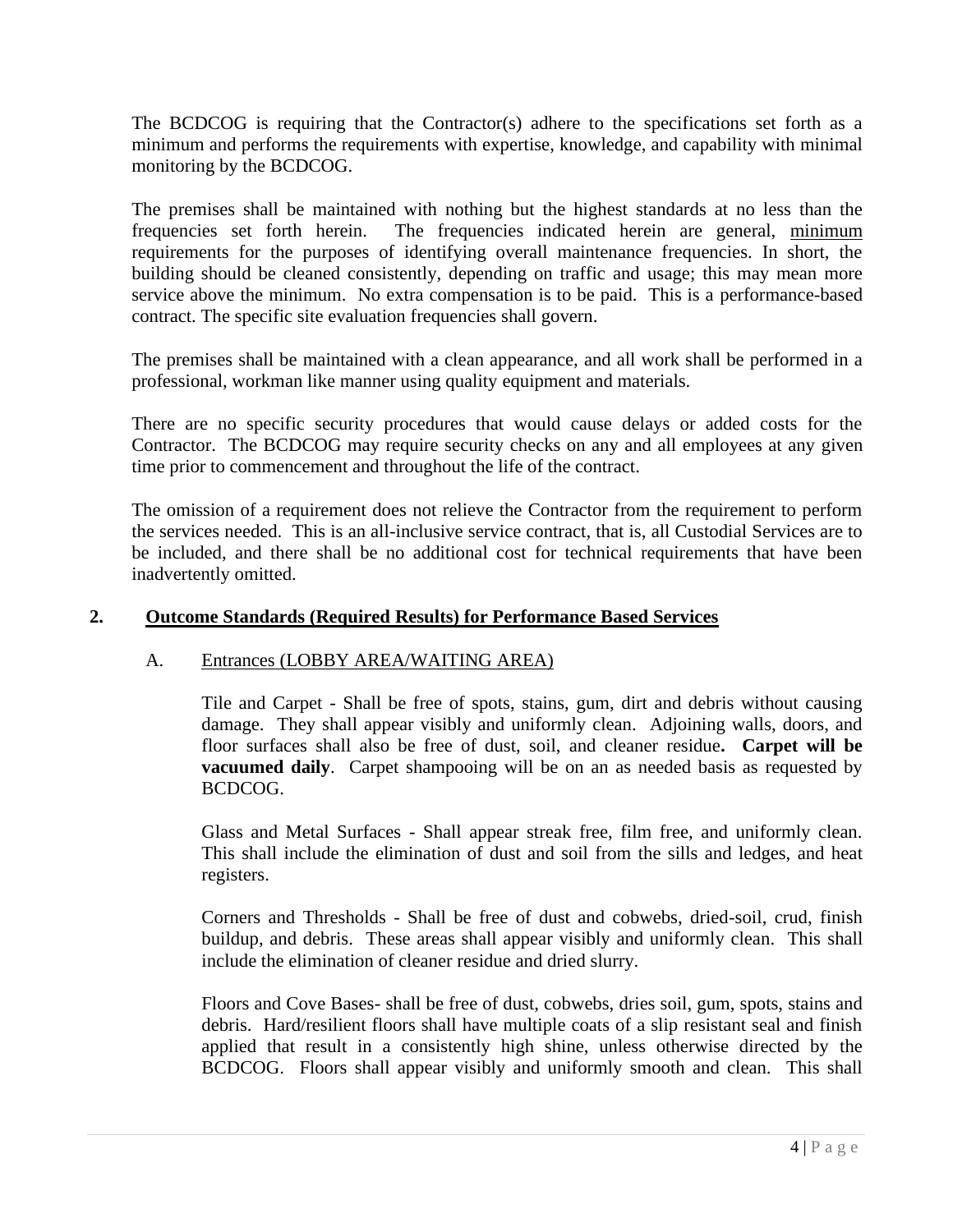The BCDCOG is requiring that the Contractor(s) adhere to the specifications set forth as a minimum and performs the requirements with expertise, knowledge, and capability with minimal monitoring by the BCDCOG.

The premises shall be maintained with nothing but the highest standards at no less than the frequencies set forth herein. The frequencies indicated herein are general, minimum requirements for the purposes of identifying overall maintenance frequencies. In short, the building should be cleaned consistently, depending on traffic and usage; this may mean more service above the minimum. No extra compensation is to be paid. This is a performance-based contract. The specific site evaluation frequencies shall govern.

The premises shall be maintained with a clean appearance, and all work shall be performed in a professional, workman like manner using quality equipment and materials.

There are no specific security procedures that would cause delays or added costs for the Contractor. The BCDCOG may require security checks on any and all employees at any given time prior to commencement and throughout the life of the contract.

The omission of a requirement does not relieve the Contractor from the requirement to perform the services needed. This is an all-inclusive service contract, that is, all Custodial Services are to be included, and there shall be no additional cost for technical requirements that have been inadvertently omitted.

## 2. Outcome Standards (Required Results) for Performance Based Services

### A. Entrances (LOBBY AREA/WAITING AREA)

Tile and Carpet - Shall be free of spots, stains, gum, dirt and debris without causing damage. They shall appear visibly and uniformly clean. Adjoining walls, doors, and floor surfaces shall also be free of dust, soil, and cleaner residue**. Carpet will be vacuumed daily**. Carpet shampooing will be on an as needed basis as requested by BCDCOG.

Glass and Metal Surfaces - Shall appear streak free, film free, and uniformly clean. This shall include the elimination of dust and soil from the sills and ledges, and heat registers.

Corners and Thresholds - Shall be free of dust and cobwebs, dried-soil, crud, finish buildup, and debris. These areas shall appear visibly and uniformly clean. This shall include the elimination of cleaner residue and dried slurry.

Floors and Cove Bases- shall be free of dust, cobwebs, dries soil, gum, spots, stains and debris. Hard/resilient floors shall have multiple coats of a slip resistant seal and finish applied that result in a consistently high shine, unless otherwise directed by the BCDCOG. Floors shall appear visibly and uniformly smooth and clean. This shall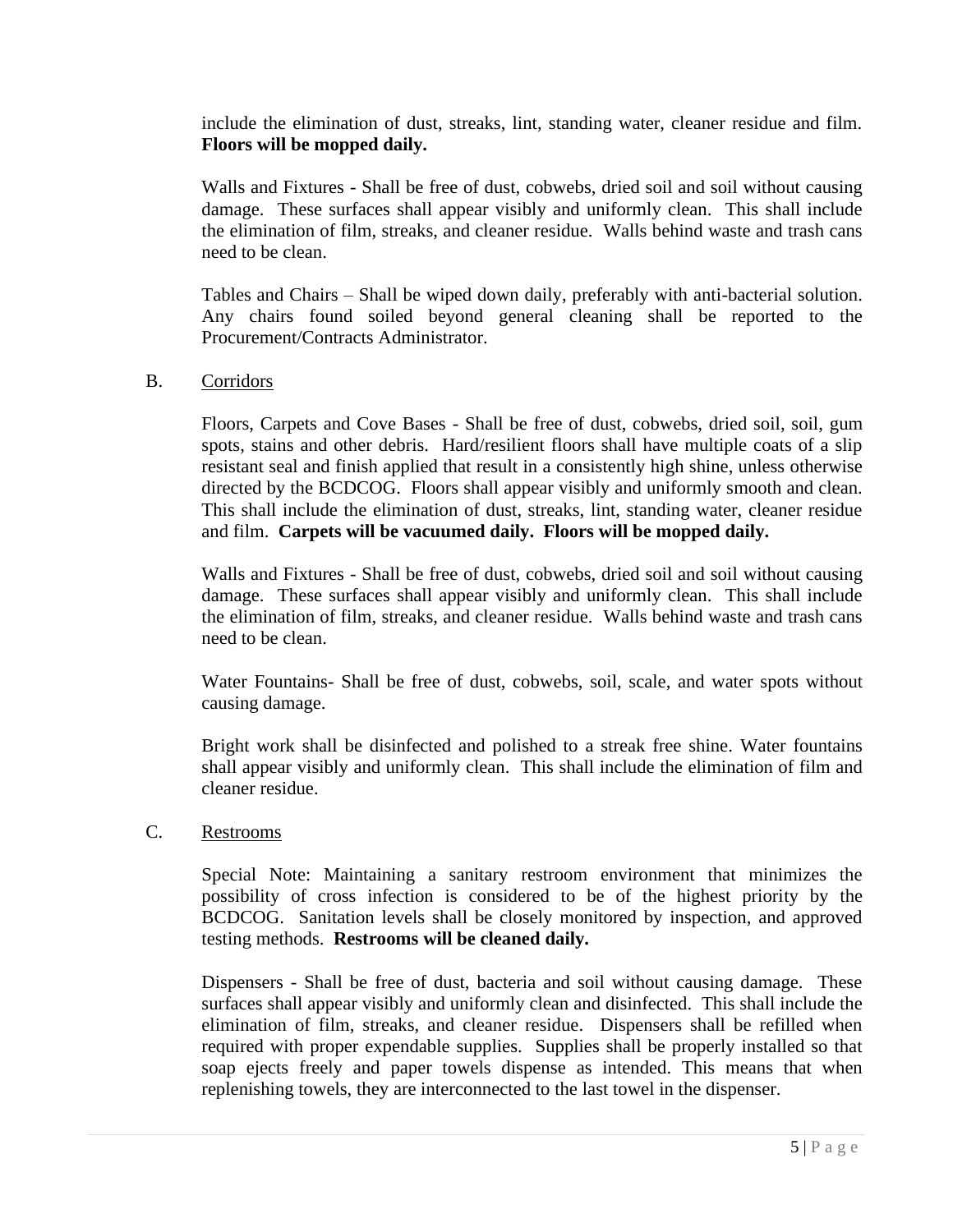include the elimination of dust, streaks, lint, standing water, cleaner residue and film. **Floors will be mopped daily.**

Walls and Fixtures - Shall be free of dust, cobwebs, dried soil and soil without causing damage. These surfaces shall appear visibly and uniformly clean. This shall include the elimination of film, streaks, and cleaner residue. Walls behind waste and trash cans need to be clean.

Tables and Chairs – Shall be wiped down daily, preferably with anti-bacterial solution. Any chairs found soiled beyond general cleaning shall be reported to the Procurement/Contracts Administrator.

B. <u>Corridors</u>

Floors, Carpets and Cove Bases - Shall be free of dust, cobwebs, dried soil, soil, gum spots, stains and other debris. Hard/resilient floors shall have multiple coats of a slip resistant seal and finish applied that result in a consistently high shine, unless otherwise directed by the BCDCOG. Floors shall appear visibly and uniformly smooth and clean. This shall include the elimination of dust, streaks, lint, standing water, cleaner residue and film. **Carpets will be vacuumed daily. Floors will be mopped daily.**

Walls and Fixtures - Shall be free of dust, cobwebs, dried soil and soil without causing damage. These surfaces shall appear visibly and uniformly clean. This shall include the elimination of film, streaks, and cleaner residue. Walls behind waste and trash cans need to be clean.

Water Fountains- Shall be free of dust, cobwebs, soil, scale, and water spots without causing damage.

Bright work shall be disinfected and polished to a streak free shine. Water fountains shall appear visibly and uniformly clean. This shall include the elimination of film and cleaner residue.

C. <u>Restrooms</u>

Special Note: Maintaining a sanitary restroom environment that minimizes the possibility of cross infection is considered to be of the highest priority by the BCDCOG. Sanitation levels shall be closely monitored by inspection, and approved testing methods. **Restrooms will be cleaned daily.**

Dispensers - Shall be free of dust, bacteria and soil without causing damage. These surfaces shall appear visibly and uniformly clean and disinfected. This shall include the elimination of film, streaks, and cleaner residue. Dispensers shall be refilled when required with proper expendable supplies. Supplies shall be properly installed so that soap ejects freely and paper towels dispense as intended. This means that when replenishing towels, they are interconnected to the last towel in the dispenser.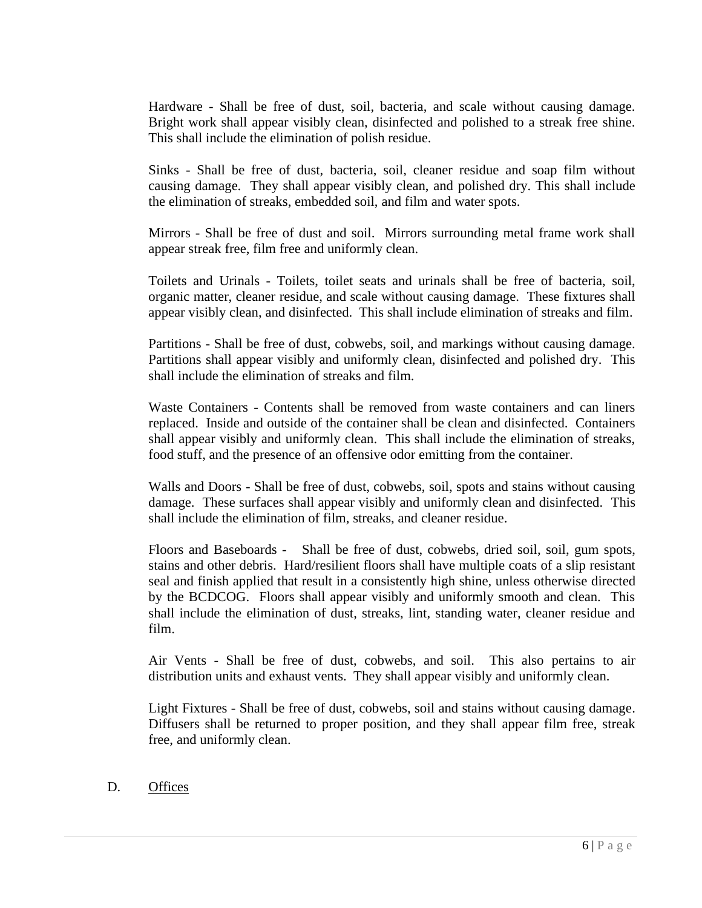Hardware - Shall be free of dust, soil, bacteria, and scale without causing damage. Bright work shall appear visibly clean, disinfected and polished to a streak free shine. This shall include the elimination of polish residue.

Sinks - Shall be free of dust, bacteria, soil, cleaner residue and soap film without causing damage. They shall appear visibly clean, and polished dry. This shall include the elimination of streaks, embedded soil, and film and water spots.

Mirrors - Shall be free of dust and soil. Mirrors surrounding metal frame work shall appear streak free, film free and uniformly clean.

Toilets and Urinals - Toilets, toilet seats and urinals shall be free of bacteria, soil, organic matter, cleaner residue, and scale without causing damage. These fixtures shall appear visibly clean, and disinfected. This shall include elimination of streaks and film.

Partitions - Shall be free of dust, cobwebs, soil, and markings without causing damage. Partitions shall appear visibly and uniformly clean, disinfected and polished dry. This shall include the elimination of streaks and film.

Waste Containers - Contents shall be removed from waste containers and can liners replaced. Inside and outside of the container shall be clean and disinfected. Containers shall appear visibly and uniformly clean. This shall include the elimination of streaks, food stuff, and the presence of an offensive odor emitting from the container.

Walls and Doors - Shall be free of dust, cobwebs, soil, spots and stains without causing damage. These surfaces shall appear visibly and uniformly clean and disinfected. This shall include the elimination of film, streaks, and cleaner residue.

Floors and Baseboards - Shall be free of dust, cobwebs, dried soil, soil, gum spots, stains and other debris. Hard/resilient floors shall have multiple coats of a slip resistant seal and finish applied that result in a consistently high shine, unless otherwise directed by the BCDCOG. Floors shall appear visibly and uniformly smooth and clean. This shall include the elimination of dust, streaks, lint, standing water, cleaner residue and film.

Air Vents - Shall be free of dust, cobwebs, and soil. This also pertains to air distribution units and exhaust vents. They shall appear visibly and uniformly clean.

Light Fixtures - Shall be free of dust, cobwebs, soil and stains without causing damage. Diffusers shall be returned to proper position, and they shall appear film free, streak free, and uniformly clean.

D. <u>Offices</u>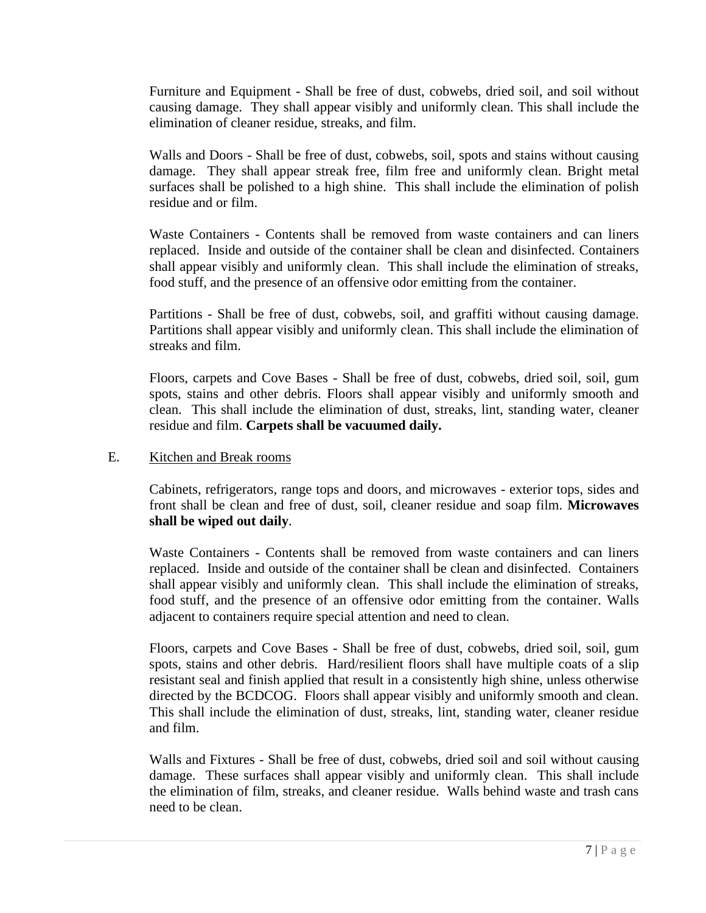Furniture and Equipment - Shall be free of dust, cobwebs, dried soil, and soil without causing damage. They shall appear visibly and uniformly clean. This shall include the elimination of cleaner residue, streaks, and film.

Walls and Doors - Shall be free of dust, cobwebs, soil, spots and stains without causing damage. They shall appear streak free, film free and uniformly clean. Bright metal surfaces shall be polished to a high shine. This shall include the elimination of polish residue and or film.

Waste Containers - Contents shall be removed from waste containers and can liners replaced. Inside and outside of the container shall be clean and disinfected. Containers shall appear visibly and uniformly clean. This shall include the elimination of streaks, food stuff, and the presence of an offensive odor emitting from the container.

Partitions - Shall be free of dust, cobwebs, soil, and graffiti without causing damage. Partitions shall appear visibly and uniformly clean. This shall include the elimination of streaks and film.

Floors, carpets and Cove Bases - Shall be free of dust, cobwebs, dried soil, soil, gum spots, stains and other debris. Floors shall appear visibly and uniformly smooth and clean. This shall include the elimination of dust, streaks, lint, standing water, cleaner residue and film. **Carpets shall be vacuumed daily.**

E. Kitchen and Break rooms

Cabinets, refrigerators, range tops and doors, and microwaves - exterior tops, sides and front shall be clean and free of dust, soil, cleaner residue and soap film. **Microwaves shall be wiped out daily**.

Waste Containers - Contents shall be removed from waste containers and can liners replaced. Inside and outside of the container shall be clean and disinfected. Containers shall appear visibly and uniformly clean. This shall include the elimination of streaks, food stuff, and the presence of an offensive odor emitting from the container. Walls adjacent to containers require special attention and need to clean.

Floors, carpets and Cove Bases - Shall be free of dust, cobwebs, dried soil, soil, gum spots, stains and other debris. Hard/resilient floors shall have multiple coats of a slip resistant seal and finish applied that result in a consistently high shine, unless otherwise directed by the BCDCOG. Floors shall appear visibly and uniformly smooth and clean. This shall include the elimination of dust, streaks, lint, standing water, cleaner residue and film.

Walls and Fixtures - Shall be free of dust, cobwebs, dried soil and soil without causing damage. These surfaces shall appear visibly and uniformly clean. This shall include the elimination of film, streaks, and cleaner residue. Walls behind waste and trash cans need to be clean.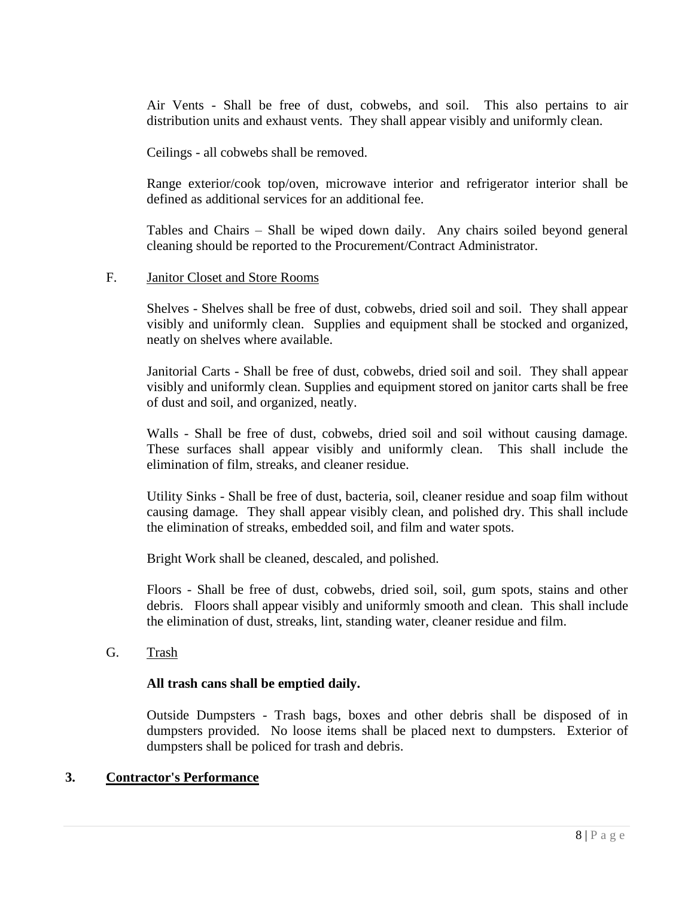Air Vents - Shall be free of dust, cobwebs, and soil. This also pertains to air distribution units and exhaust vents. They shall appear visibly and uniformly clean.

Ceilings - all cobwebs shall be removed.

Range exterior/cook top/oven, microwave interior and refrigerator interior shall be defined as additional services for an additional fee.

Tables and Chairs – Shall be wiped down daily. Any chairs soiled beyond general cleaning should be reported to the Procurement/Contract Administrator.

F. Janitor Closet and Store Rooms

Shelves - Shelves shall be free of dust, cobwebs, dried soil and soil. They shall appear visibly and uniformly clean. Supplies and equipment shall be stocked and organized, neatly on shelves where available.

Janitorial Carts - Shall be free of dust, cobwebs, dried soil and soil. They shall appear visibly and uniformly clean. Supplies and equipment stored on janitor carts shall be free of dust and soil, and organized, neatly.

Walls - Shall be free of dust, cobwebs, dried soil and soil without causing damage. These surfaces shall appear visibly and uniformly clean. This shall include the elimination of film, streaks, and cleaner residue.

Utility Sinks - Shall be free of dust, bacteria, soil, cleaner residue and soap film without causing damage. They shall appear visibly clean, and polished dry. This shall include the elimination of streaks, embedded soil, and film and water spots.

Bright Work shall be cleaned, descaled, and polished.

Floors - Shall be free of dust, cobwebs, dried soil, soil, gum spots, stains and other debris. Floors shall appear visibly and uniformly smooth and clean. This shall include the elimination of dust, streaks, lint, standing water, cleaner residue and film.

G. Trash

**All trash cans shall be emptied daily.**

Outside Dumpsters - Trash bags, boxes and other debris shall be disposed of in dumpsters provided. No loose items shall be placed next to dumpsters. Exterior of dumpsters shall be policed for trash and debris.

## 3. Contractor's Performance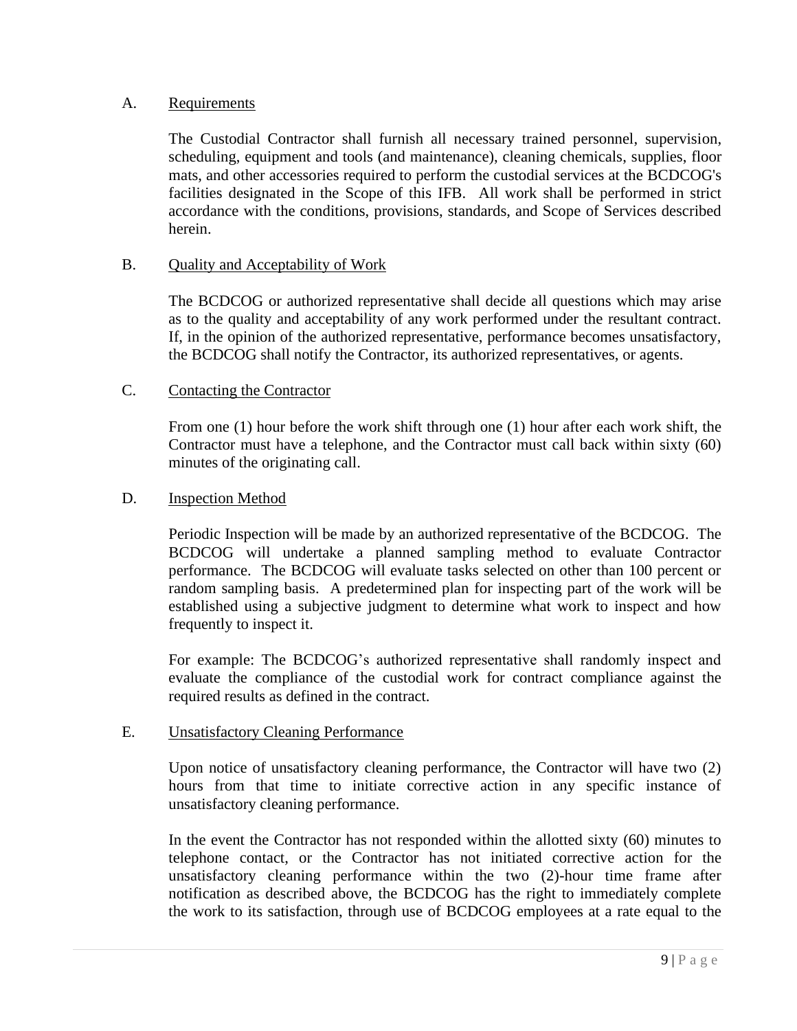A. Requirements

The Custodial Contractor shall furnish all necessary trained personnel, supervision, scheduling, equipment and tools (and maintenance), cleaning chemicals, supplies, floor mats, and other accessories required to perform the custodial services at the BCDCOG's facilities designated in the Scope of this IFB. All work shall be performed in strict accordance with the conditions, provisions, standards, and Scope of Services described herein.

B. Quality and Acceptability of Work

The BCDCOG or authorized representative shall decide all questions which may arise as to the quality and acceptability of any work performed under the resultant contract. If, in the opinion of the authorized representative, performance becomes unsatisfactory, the BCDCOG shall notify the Contractor, its authorized representatives, or agents.

C. Contacting the Contractor

From one (1) hour before the work shift through one (1) hour after each work shift, the Contractor must have a telephone, and the Contractor must call back within sixty (60) minutes of the originating call.

D. Inspection Method

Periodic Inspection will be made by an authorized representative of the BCDCOG. The BCDCOG will undertake a planned sampling method to evaluate Contractor performance. The BCDCOG will evaluate tasks selected on other than 100 percent or random sampling basis. A predetermined plan for inspecting part of the work will be established using a subjective judgment to determine what work to inspect and how frequently to inspect it.

For example: The BCDCOG's authorized representative shall randomly inspect and evaluate the compliance of the custodial work for contract compliance against the required results as defined in the contract.

E. Unsatisfactory Cleaning Performance

Upon notice of unsatisfactory cleaning performance, the Contractor will have two (2) hours from that time to initiate corrective action in any specific instance of unsatisfactory cleaning performance.

In the event the Contractor has not responded within the allotted sixty (60) minutes to telephone contact, or the Contractor has not initiated corrective action for the unsatisfactory cleaning performance within the two (2)-hour time frame after notification as described above, the BCDCOG has the right to immediately complete the work to its satisfaction, through use of BCDCOG employees at a rate equal to the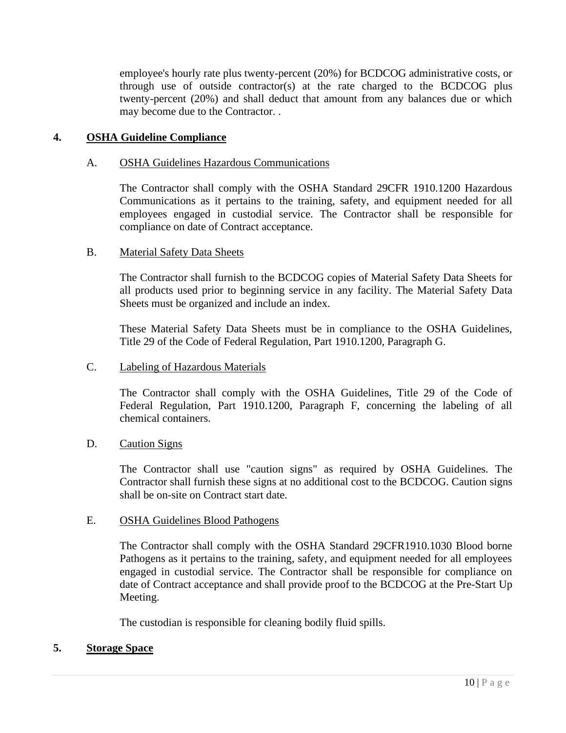employee's hourly rate plus twenty-percent (20%) for BCDCOG administrative costs, or through use of outside contractor(s) at the rate charged to the BCDCOG plus twenty-percent (20%) and shall deduct that amount from any balances due or which may become due to the Contractor. .

## 4. OSHA Guideline Compliance

### A. OSHA Guidelines Hazardous Communications

The Contractor shall comply with the OSHA Standard 29CFR 1910.1200 Hazardous Communications as it pertains to the training, safety, and equipment needed for all employees engaged in custodial service. The Contractor shall be responsible for compliance on date of Contract acceptance.

### B. Material Safety Data Sheets

The Contractor shall furnish to the BCDCOG copies of Material Safety Data Sheets for all products used prior to beginning service in any facility. The Material Safety Data Sheets must be organized and include an index.

These Material Safety Data Sheets must be in compliance to the OSHA Guidelines, Title 29 of the Code of Federal Regulation, Part 1910.1200, Paragraph G.

### C. Labeling of Hazardous Materials

The Contractor shall comply with the OSHA Guidelines, Title 29 of the Code of Federal Regulation, Part 1910.1200, Paragraph F, concerning the labeling of all chemical containers.

### D. Caution Signs

The Contractor shall use "caution signs" as required by OSHA Guidelines. The Contractor shall furnish these signs at no additional cost to the BCDCOG. Caution signs shall be on-site on Contract start date.

### E. OSHA Guidelines Blood Pathogens

The Contractor shall comply with the OSHA Standard 29CFR1910.1030 Blood borne Pathogens as it pertains to the training, safety, and equipment needed for all employees engaged in custodial service. The Contractor shall be responsible for compliance on date of Contract acceptance and shall provide proof to the BCDCOG at the Pre-Start Up Meeting.

The custodian is responsible for cleaning bodily fluid spills.

## 5. Storage Space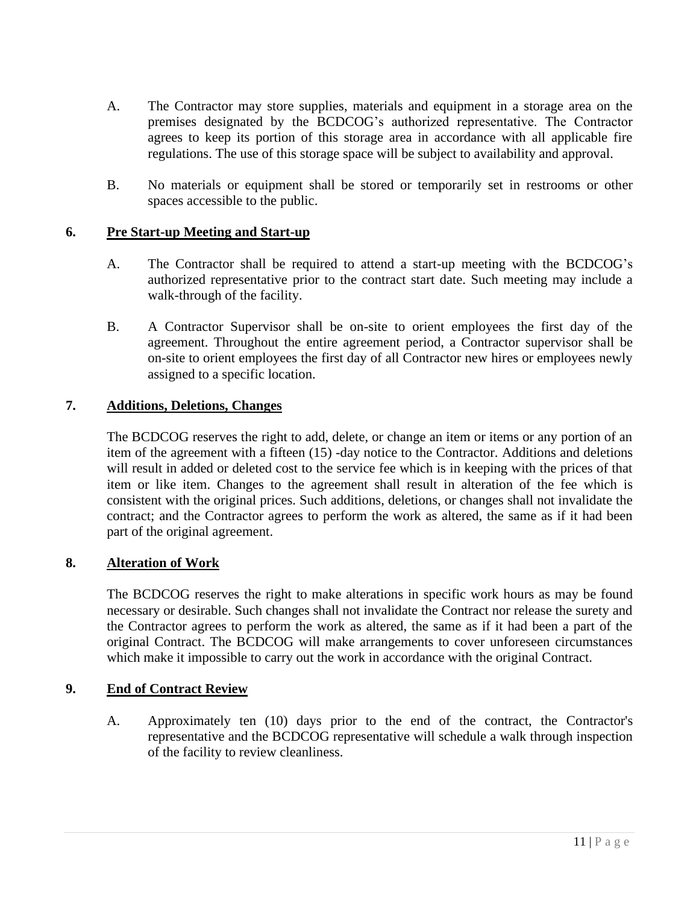A. The Contractor may store supplies, materials and equipment in a storage area on the premises designated by the BCDCOG's authorized representative. The Contractor agrees to keep its portion of this storage area in accordance with all applicable fire regulations. The use of this storage space will be subject to availability and approval.

B. No materials or equipment shall be stored or temporarily set in restrooms or other spaces accessible to the public.

## 6. Pre Start-up Meeting and Start-up

A. The Contractor shall be required to attend a start-up meeting with the BCDCOG's authorized representative prior to the contract start date. Such meeting may include a walk-through of the facility.

B. A Contractor Supervisor shall be on-site to orient employees the first day of the agreement. Throughout the entire agreement period, a Contractor supervisor shall be on-site to orient employees the first day of all Contractor new hires or employees newly assigned to a specific location.

## 7. Additions, Deletions, Changes

The BCDCOG reserves the right to add, delete, or change an item or items or any portion of an item of the agreement with a fifteen (15) -day notice to the Contractor. Additions and deletions will result in added or deleted cost to the service fee which is in keeping with the prices of that item or like item. Changes to the agreement shall result in alteration of the fee which is consistent with the original prices. Such additions, deletions, or changes shall not invalidate the contract; and the Contractor agrees to perform the work as altered, the same as if it had been part of the original agreement.

## 8. Alteration of Work

The BCDCOG reserves the right to make alterations in specific work hours as may be found necessary or desirable. Such changes shall not invalidate the Contract nor release the surety and the Contractor agrees to perform the work as altered, the same as if it had been a part of the original Contract. The BCDCOG will make arrangements to cover unforeseen circumstances which make it impossible to carry out the work in accordance with the original Contract.

## 9. End of Contract Review

A. Approximately ten (10) days prior to the end of the contract, the Contractor's representative and the BCDCOG representative will schedule a walk through inspection of the facility to review cleanliness.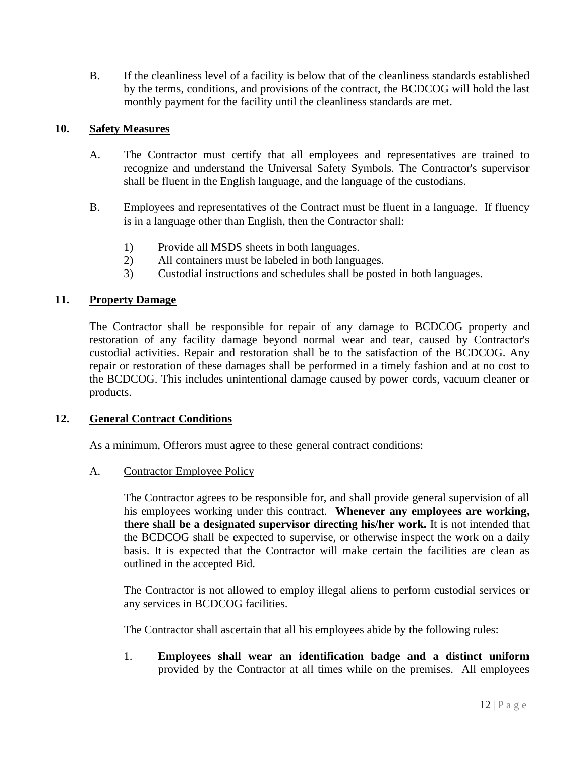B. If the cleanliness level of a facility is below that of the cleanliness standards established by the terms, conditions, and provisions of the contract, the BCDCOG will hold the last monthly payment for the facility until the cleanliness standards are met.

## 10. Safety Measures

A. The Contractor must certify that all employees and representatives are trained to recognize and understand the Universal Safety Symbols. The Contractor's supervisor shall be fluent in the English language, and the language of the custodians.

B. Employees and representatives of the Contract must be fluent in a language. If fluency is in a language other than English, then the Contractor shall:

1) Provide all MSDS sheets in both languages.
2) All containers must be labeled in both languages.
3) Custodial instructions and schedules shall be posted in both languages.

## 11. Property Damage

The Contractor shall be responsible for repair of any damage to BCDCOG property and restoration of any facility damage beyond normal wear and tear, caused by Contractor's custodial activities. Repair and restoration shall be to the satisfaction of the BCDCOG. Any repair or restoration of these damages shall be performed in a timely fashion and at no cost to the BCDCOG. This includes unintentional damage caused by power cords, vacuum cleaner or products.

## 12. General Contract Conditions

As a minimum, Offerors must agree to these general contract conditions:

A. Contractor Employee Policy

The Contractor agrees to be responsible for, and shall provide general supervision of all his employees working under this contract. **Whenever any employees are working, there shall be a designated supervisor directing his/her work.** It is not intended that the BCDCOG shall be expected to supervise, or otherwise inspect the work on a daily basis. It is expected that the Contractor will make certain the facilities are clean as outlined in the accepted Bid.

The Contractor is not allowed to employ illegal aliens to perform custodial services or any services in BCDCOG facilities.

The Contractor shall ascertain that all his employees abide by the following rules:

1. **Employees shall wear an identification badge and a distinct uniform** provided by the Contractor at all times while on the premises. All employees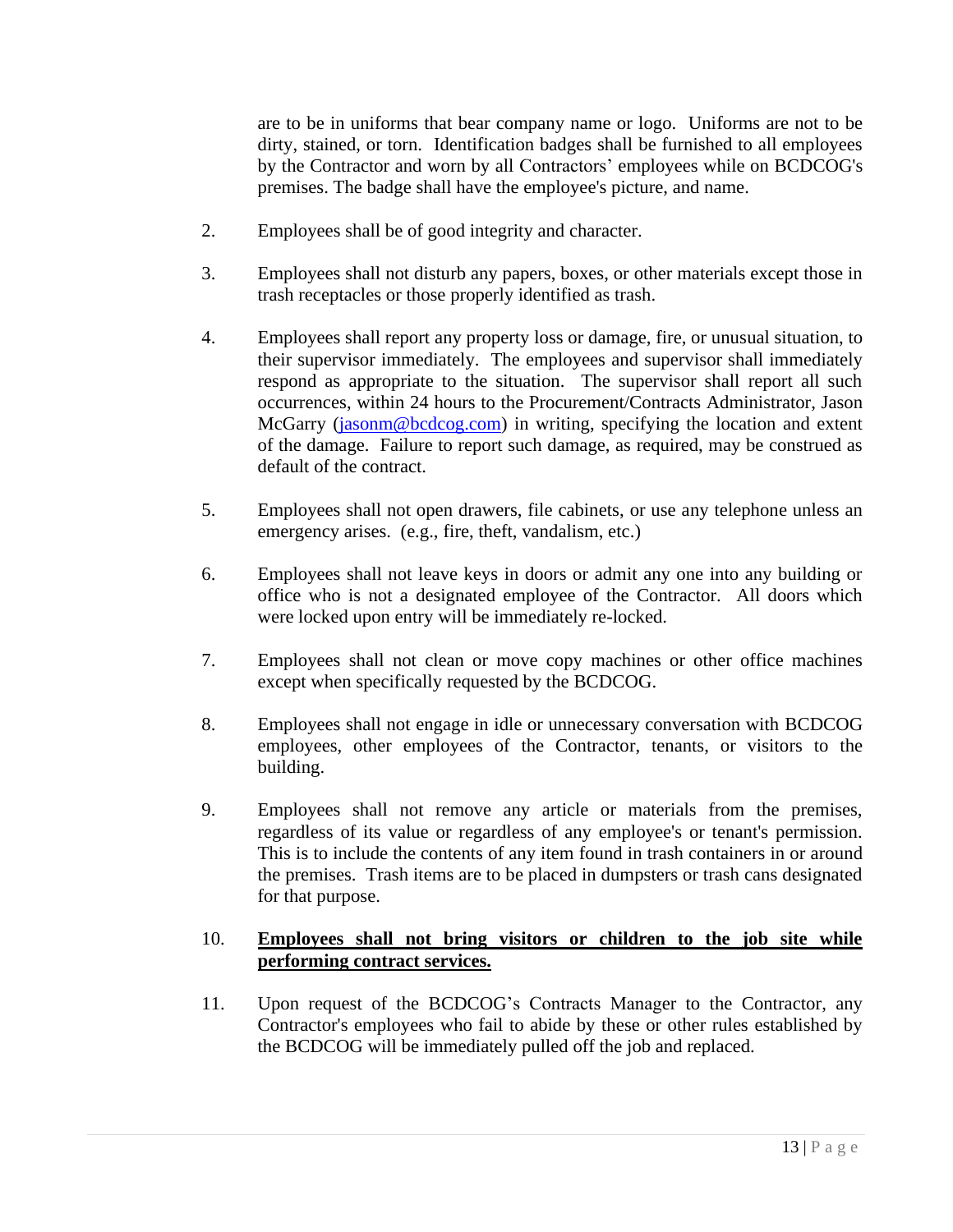are to be in uniforms that bear company name or logo. Uniforms are not to be dirty, stained, or torn. Identification badges shall be furnished to all employees by the Contractor and worn by all Contractors' employees while on BCDCOG's premises. The badge shall have the employee's picture, and name.

2. Employees shall be of good integrity and character.

3. Employees shall not disturb any papers, boxes, or other materials except those in trash receptacles or those properly identified as trash.

4. Employees shall report any property loss or damage, fire, or unusual situation, to their supervisor immediately. The employees and supervisor shall immediately respond as appropriate to the situation. The supervisor shall report all such occurrences, within 24 hours to the Procurement/Contracts Administrator, Jason McGarry (jasonm@bcdcog.com) in writing, specifying the location and extent of the damage. Failure to report such damage, as required, may be construed as default of the contract.

5. Employees shall not open drawers, file cabinets, or use any telephone unless an emergency arises. (e.g., fire, theft, vandalism, etc.)

6. Employees shall not leave keys in doors or admit any one into any building or office who is not a designated employee of the Contractor. All doors which were locked upon entry will be immediately re-locked.

7. Employees shall not clean or move copy machines or other office machines except when specifically requested by the BCDCOG.

8. Employees shall not engage in idle or unnecessary conversation with BCDCOG employees, other employees of the Contractor, tenants, or visitors to the building.

9. Employees shall not remove any article or materials from the premises, regardless of its value or regardless of any employee's or tenant's permission. This is to include the contents of any item found in trash containers in or around the premises. Trash items are to be placed in dumpsters or trash cans designated for that purpose.

10. **Employees shall not bring visitors or children to the job site while performing contract services.**

11. Upon request of the BCDCOG's Contracts Manager to the Contractor, any Contractor's employees who fail to abide by these or other rules established by the BCDCOG will be immediately pulled off the job and replaced.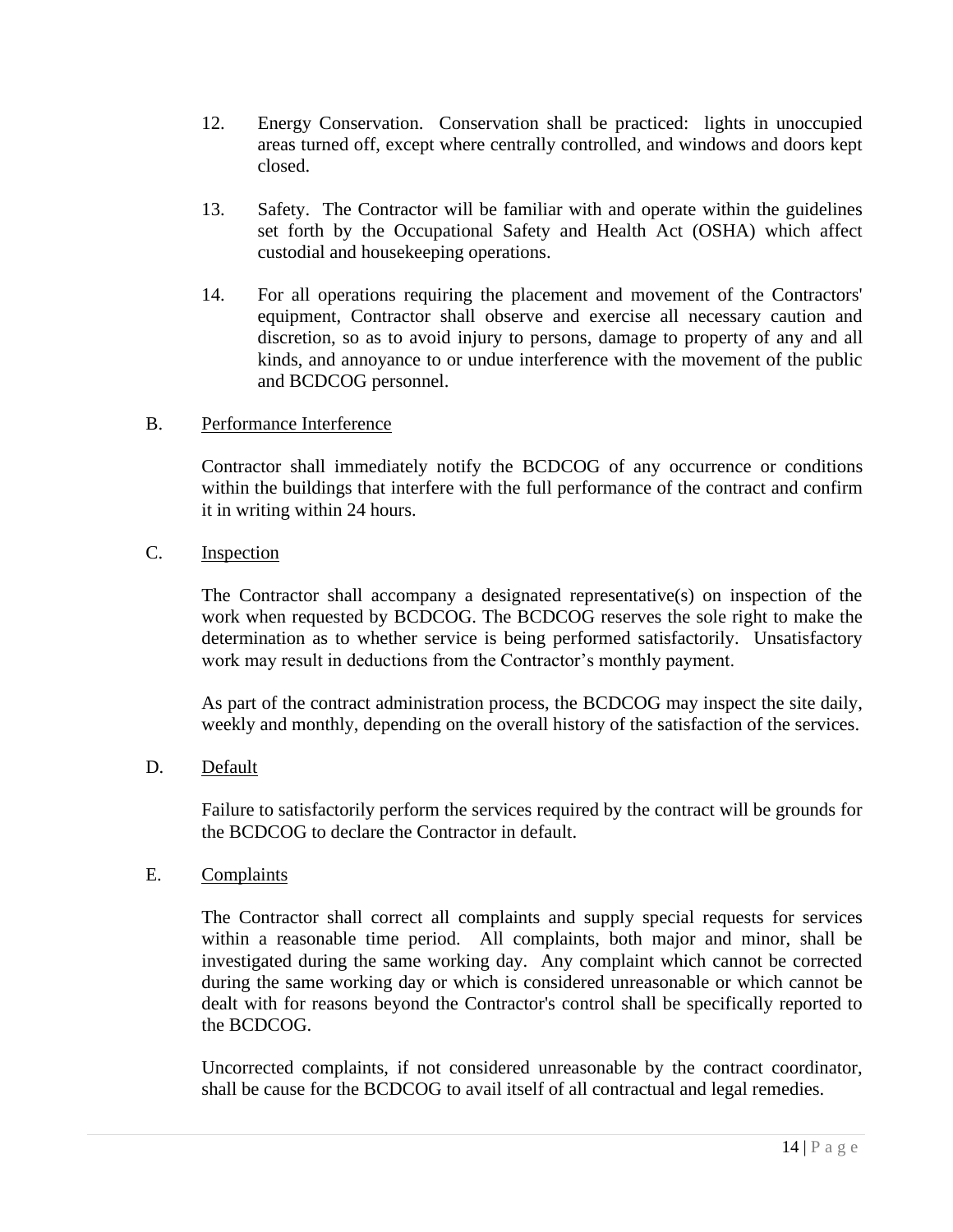12. Energy Conservation. Conservation shall be practiced: lights in unoccupied areas turned off, except where centrally controlled, and windows and doors kept closed.

13. Safety. The Contractor will be familiar with and operate within the guidelines set forth by the Occupational Safety and Health Act (OSHA) which affect custodial and housekeeping operations.

14. For all operations requiring the placement and movement of the Contractors' equipment, Contractor shall observe and exercise all necessary caution and discretion, so as to avoid injury to persons, damage to property of any and all kinds, and annoyance to or undue interference with the movement of the public and BCDCOG personnel.

B. <u>Performance Interference</u>

Contractor shall immediately notify the BCDCOG of any occurrence or conditions within the buildings that interfere with the full performance of the contract and confirm it in writing within 24 hours.

C. <u>Inspection</u>

The Contractor shall accompany a designated representative(s) on inspection of the work when requested by BCDCOG. The BCDCOG reserves the sole right to make the determination as to whether service is being performed satisfactorily. Unsatisfactory work may result in deductions from the Contractor's monthly payment.

As part of the contract administration process, the BCDCOG may inspect the site daily, weekly and monthly, depending on the overall history of the satisfaction of the services.

D. <u>Default</u>

Failure to satisfactorily perform the services required by the contract will be grounds for the BCDCOG to declare the Contractor in default.

E. <u>Complaints</u>

The Contractor shall correct all complaints and supply special requests for services within a reasonable time period. All complaints, both major and minor, shall be investigated during the same working day. Any complaint which cannot be corrected during the same working day or which is considered unreasonable or which cannot be dealt with for reasons beyond the Contractor's control shall be specifically reported to the BCDCOG.

Uncorrected complaints, if not considered unreasonable by the contract coordinator, shall be cause for the BCDCOG to avail itself of all contractual and legal remedies.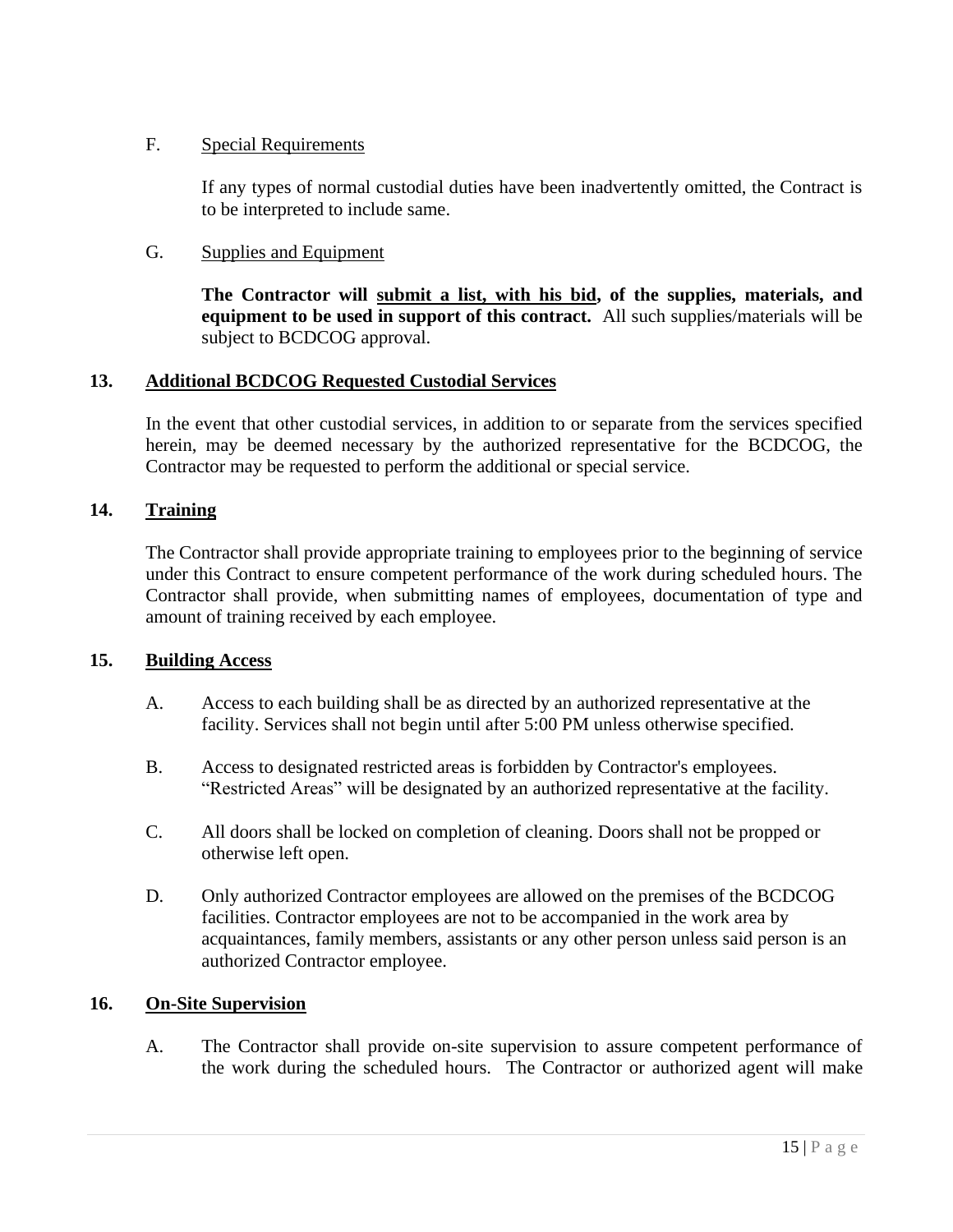F. Special Requirements

If any types of normal custodial duties have been inadvertently omitted, the Contract is to be interpreted to include same.

G. Supplies and Equipment

**The Contractor will submit a list, with his bid, of the supplies, materials, and equipment to be used in support of this contract.** All such supplies/materials will be subject to BCDCOG approval.

## 13. Additional BCDCOG Requested Custodial Services

In the event that other custodial services, in addition to or separate from the services specified herein, may be deemed necessary by the authorized representative for the BCDCOG, the Contractor may be requested to perform the additional or special service.

## 14. Training

The Contractor shall provide appropriate training to employees prior to the beginning of service under this Contract to ensure competent performance of the work during scheduled hours. The Contractor shall provide, when submitting names of employees, documentation of type and amount of training received by each employee.

## 15. Building Access

A. Access to each building shall be as directed by an authorized representative at the facility. Services shall not begin until after 5:00 PM unless otherwise specified.

B. Access to designated restricted areas is forbidden by Contractor's employees. "Restricted Areas" will be designated by an authorized representative at the facility.

C. All doors shall be locked on completion of cleaning. Doors shall not be propped or otherwise left open.

D. Only authorized Contractor employees are allowed on the premises of the BCDCOG facilities. Contractor employees are not to be accompanied in the work area by acquaintances, family members, assistants or any other person unless said person is an authorized Contractor employee.

## 16. On-Site Supervision

A. The Contractor shall provide on-site supervision to assure competent performance of the work during the scheduled hours. The Contractor or authorized agent will make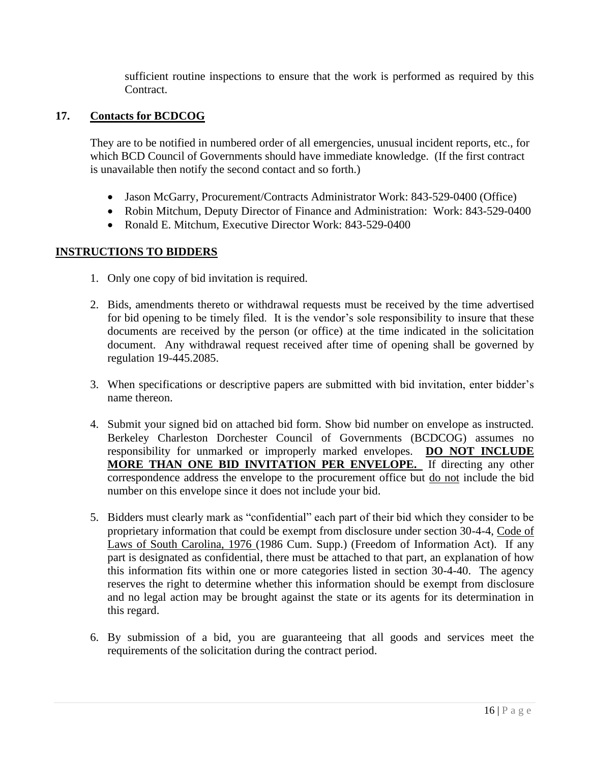sufficient routine inspections to ensure that the work is performed as required by this Contract.

**17. Contacts for BCDCOG**

They are to be notified in numbered order of all emergencies, unusual incident reports, etc., for which BCD Council of Governments should have immediate knowledge. (If the first contract is unavailable then notify the second contact and so forth.)

- Jason McGarry, Procurement/Contracts Administrator Work: 843-529-0400 (Office)
- Robin Mitchum, Deputy Director of Finance and Administration: Work: 843-529-0400
- Ronald E. Mitchum, Executive Director Work: 843-529-0400

**INSTRUCTIONS TO BIDDERS**

1. Only one copy of bid invitation is required.

2. Bids, amendments thereto or withdrawal requests must be received by the time advertised for bid opening to be timely filed. It is the vendor's sole responsibility to insure that these documents are received by the person (or office) at the time indicated in the solicitation document. Any withdrawal request received after time of opening shall be governed by regulation 19-445.2085.

3. When specifications or descriptive papers are submitted with bid invitation, enter bidder's name thereon.

4. Submit your signed bid on attached bid form. Show bid number on envelope as instructed. Berkeley Charleston Dorchester Council of Governments (BCDCOG) assumes no responsibility for unmarked or improperly marked envelopes. **DO NOT INCLUDE MORE THAN ONE BID INVITATION PER ENVELOPE.** If directing any other correspondence address the envelope to the procurement office but do not include the bid number on this envelope since it does not include your bid.

5. Bidders must clearly mark as "confidential" each part of their bid which they consider to be proprietary information that could be exempt from disclosure under section 30-4-4, Code of Laws of South Carolina, 1976 (1986 Cum. Supp.) (Freedom of Information Act). If any part is designated as confidential, there must be attached to that part, an explanation of how this information fits within one or more categories listed in section 30-4-40. The agency reserves the right to determine whether this information should be exempt from disclosure and no legal action may be brought against the state or its agents for its determination in this regard.

6. By submission of a bid, you are guaranteeing that all goods and services meet the requirements of the solicitation during the contract period.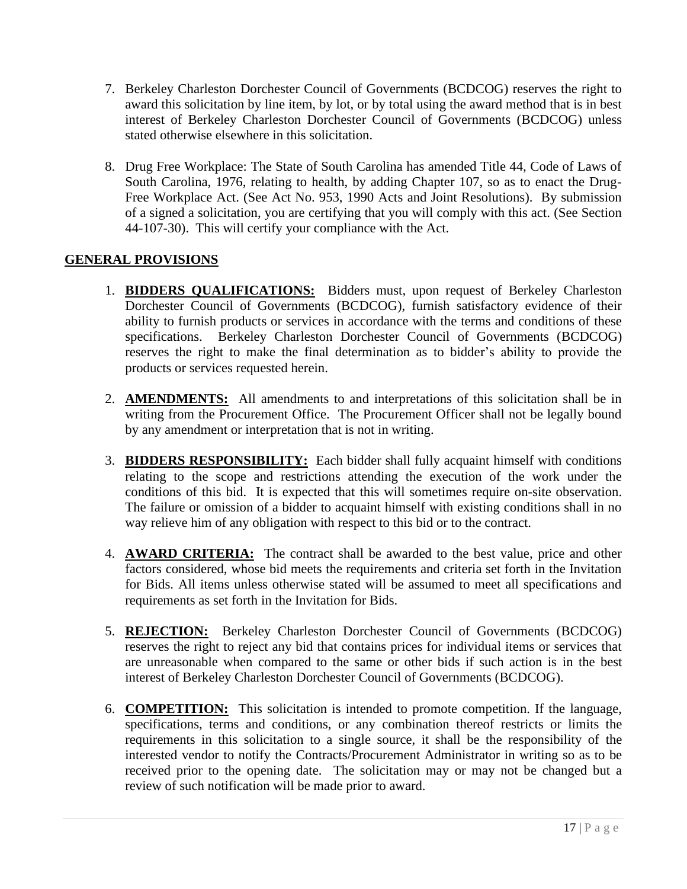7. Berkeley Charleston Dorchester Council of Governments (BCDCOG) reserves the right to award this solicitation by line item, by lot, or by total using the award method that is in best interest of Berkeley Charleston Dorchester Council of Governments (BCDCOG) unless stated otherwise elsewhere in this solicitation.

8. Drug Free Workplace: The State of South Carolina has amended Title 44, Code of Laws of South Carolina, 1976, relating to health, by adding Chapter 107, so as to enact the Drug-Free Workplace Act. (See Act No. 953, 1990 Acts and Joint Resolutions). By submission of a signed a solicitation, you are certifying that you will comply with this act. (See Section 44-107-30). This will certify your compliance with the Act.

## GENERAL PROVISIONS

1. **BIDDERS QUALIFICATIONS:** Bidders must, upon request of Berkeley Charleston Dorchester Council of Governments (BCDCOG), furnish satisfactory evidence of their ability to furnish products or services in accordance with the terms and conditions of these specifications. Berkeley Charleston Dorchester Council of Governments (BCDCOG) reserves the right to make the final determination as to bidder's ability to provide the products or services requested herein.

2. **AMENDMENTS:** All amendments to and interpretations of this solicitation shall be in writing from the Procurement Office. The Procurement Officer shall not be legally bound by any amendment or interpretation that is not in writing.

3. **BIDDERS RESPONSIBILITY:** Each bidder shall fully acquaint himself with conditions relating to the scope and restrictions attending the execution of the work under the conditions of this bid. It is expected that this will sometimes require on-site observation. The failure or omission of a bidder to acquaint himself with existing conditions shall in no way relieve him of any obligation with respect to this bid or to the contract.

4. **AWARD CRITERIA:** The contract shall be awarded to the best value, price and other factors considered, whose bid meets the requirements and criteria set forth in the Invitation for Bids. All items unless otherwise stated will be assumed to meet all specifications and requirements as set forth in the Invitation for Bids.

5. **REJECTION:** Berkeley Charleston Dorchester Council of Governments (BCDCOG) reserves the right to reject any bid that contains prices for individual items or services that are unreasonable when compared to the same or other bids if such action is in the best interest of Berkeley Charleston Dorchester Council of Governments (BCDCOG).

6. **COMPETITION:** This solicitation is intended to promote competition. If the language, specifications, terms and conditions, or any combination thereof restricts or limits the requirements in this solicitation to a single source, it shall be the responsibility of the interested vendor to notify the Contracts/Procurement Administrator in writing so as to be received prior to the opening date. The solicitation may or may not be changed but a review of such notification will be made prior to award.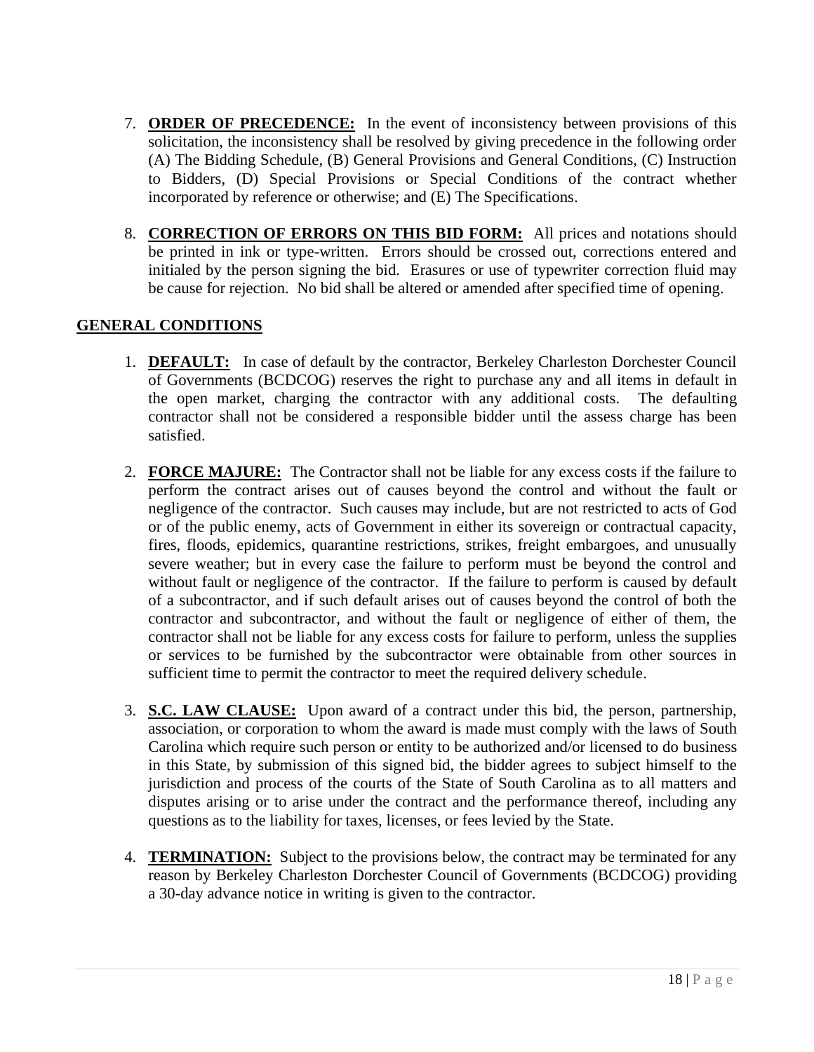7. **ORDER OF PRECEDENCE:** In the event of inconsistency between provisions of this solicitation, the inconsistency shall be resolved by giving precedence in the following order (A) The Bidding Schedule, (B) General Provisions and General Conditions, (C) Instruction to Bidders, (D) Special Provisions or Special Conditions of the contract whether incorporated by reference or otherwise; and (E) The Specifications.

8. **CORRECTION OF ERRORS ON THIS BID FORM:** All prices and notations should be printed in ink or type-written. Errors should be crossed out, corrections entered and initialed by the person signing the bid. Erasures or use of typewriter correction fluid may be cause for rejection. No bid shall be altered or amended after specified time of opening.

## GENERAL CONDITIONS

1. **DEFAULT:** In case of default by the contractor, Berkeley Charleston Dorchester Council of Governments (BCDCOG) reserves the right to purchase any and all items in default in the open market, charging the contractor with any additional costs. The defaulting contractor shall not be considered a responsible bidder until the assess charge has been satisfied.

2. **FORCE MAJURE:** The Contractor shall not be liable for any excess costs if the failure to perform the contract arises out of causes beyond the control and without the fault or negligence of the contractor. Such causes may include, but are not restricted to acts of God or of the public enemy, acts of Government in either its sovereign or contractual capacity, fires, floods, epidemics, quarantine restrictions, strikes, freight embargoes, and unusually severe weather; but in every case the failure to perform must be beyond the control and without fault or negligence of the contractor. If the failure to perform is caused by default of a subcontractor, and if such default arises out of causes beyond the control of both the contractor and subcontractor, and without the fault or negligence of either of them, the contractor shall not be liable for any excess costs for failure to perform, unless the supplies or services to be furnished by the subcontractor were obtainable from other sources in sufficient time to permit the contractor to meet the required delivery schedule.

3. **S.C. LAW CLAUSE:** Upon award of a contract under this bid, the person, partnership, association, or corporation to whom the award is made must comply with the laws of South Carolina which require such person or entity to be authorized and/or licensed to do business in this State, by submission of this signed bid, the bidder agrees to subject himself to the jurisdiction and process of the courts of the State of South Carolina as to all matters and disputes arising or to arise under the contract and the performance thereof, including any questions as to the liability for taxes, licenses, or fees levied by the State.

4. **TERMINATION:** Subject to the provisions below, the contract may be terminated for any reason by Berkeley Charleston Dorchester Council of Governments (BCDCOG) providing a 30-day advance notice in writing is given to the contractor.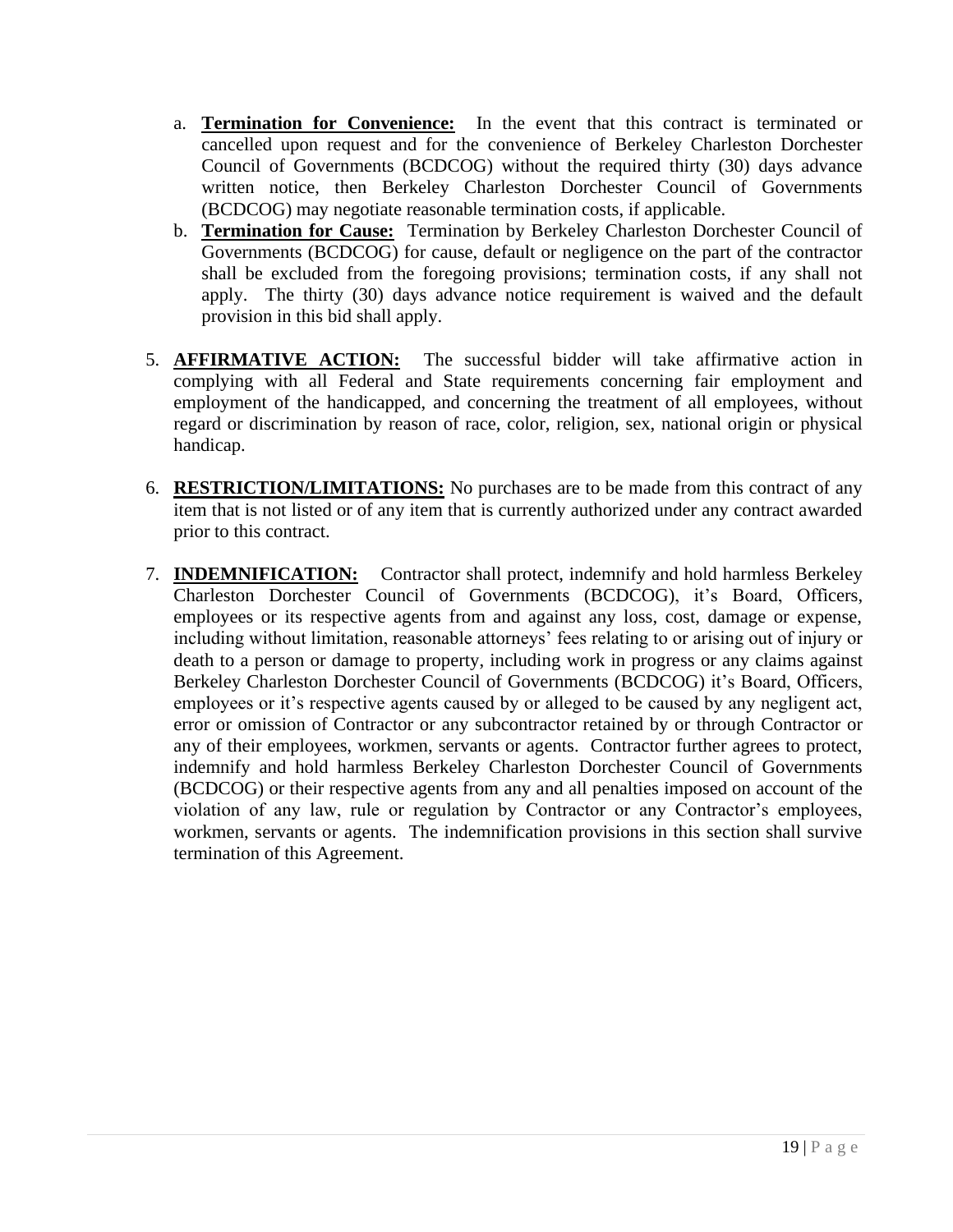a. **Termination for Convenience:** In the event that this contract is terminated or cancelled upon request and for the convenience of Berkeley Charleston Dorchester Council of Governments (BCDCOG) without the required thirty (30) days advance written notice, then Berkeley Charleston Dorchester Council of Governments (BCDCOG) may negotiate reasonable termination costs, if applicable.
   b. **Termination for Cause:** Termination by Berkeley Charleston Dorchester Council of Governments (BCDCOG) for cause, default or negligence on the part of the contractor shall be excluded from the foregoing provisions; termination costs, if any shall not apply. The thirty (30) days advance notice requirement is waived and the default provision in this bid shall apply.

5. **AFFIRMATIVE ACTION:** The successful bidder will take affirmative action in complying with all Federal and State requirements concerning fair employment and employment of the handicapped, and concerning the treatment of all employees, without regard or discrimination by reason of race, color, religion, sex, national origin or physical handicap.

6. **RESTRICTION/LIMITATIONS:** No purchases are to be made from this contract of any item that is not listed or of any item that is currently authorized under any contract awarded prior to this contract.

7. **INDEMNIFICATION:** Contractor shall protect, indemnify and hold harmless Berkeley Charleston Dorchester Council of Governments (BCDCOG), it's Board, Officers, employees or its respective agents from and against any loss, cost, damage or expense, including without limitation, reasonable attorneys' fees relating to or arising out of injury or death to a person or damage to property, including work in progress or any claims against Berkeley Charleston Dorchester Council of Governments (BCDCOG) it's Board, Officers, employees or it's respective agents caused by or alleged to be caused by any negligent act, error or omission of Contractor or any subcontractor retained by or through Contractor or any of their employees, workmen, servants or agents. Contractor further agrees to protect, indemnify and hold harmless Berkeley Charleston Dorchester Council of Governments (BCDCOG) or their respective agents from any and all penalties imposed on account of the violation of any law, rule or regulation by Contractor or any Contractor's employees, workmen, servants or agents. The indemnification provisions in this section shall survive termination of this Agreement.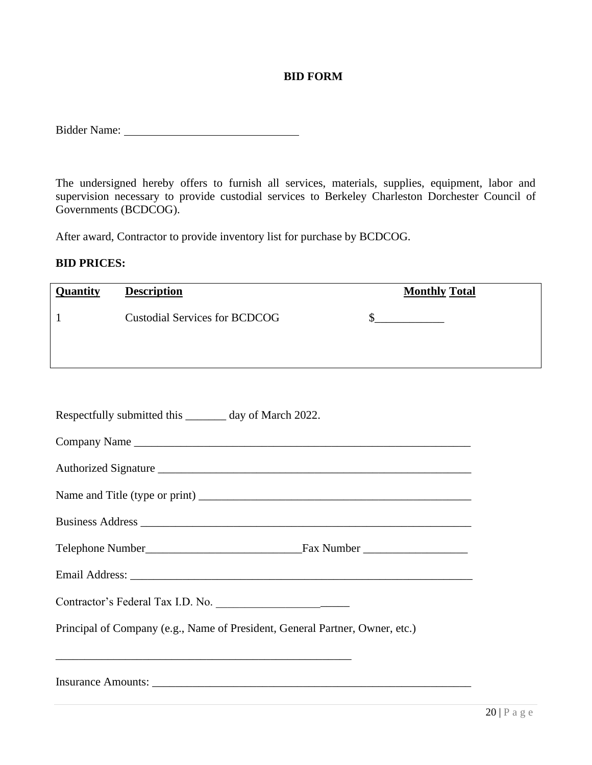# BID FORM

Bidder Name: ______________________________

The undersigned hereby offers to furnish all services, materials, supplies, equipment, labor and supervision necessary to provide custodial services to Berkeley Charleston Dorchester Council of Governments (BCDCOG).

After award, Contractor to provide inventory list for purchase by BCDCOG.

**BID PRICES:**

| **Quantity** | **Description** | **Monthly Total** |
|---|---|---|
| 1 | Custodial Services for BCDCOG | $____________ |

Respectfully submitted this _______ day of March 2022.

Company Name ____________________________________________________________

Authorized Signature _________________________________________________________

Name and Title (type or print) ________________________________________________

Business Address ____________________________________________________________

Telephone Number___________________________Fax Number __________________

Email Address: ______________________________________________________________

Contractor's Federal Tax I.D. No. _______________________

Principal of Company (e.g., Name of President, General Partner, Owner, etc.)

_____________________________________________________

Insurance Amounts: _________________________________________________________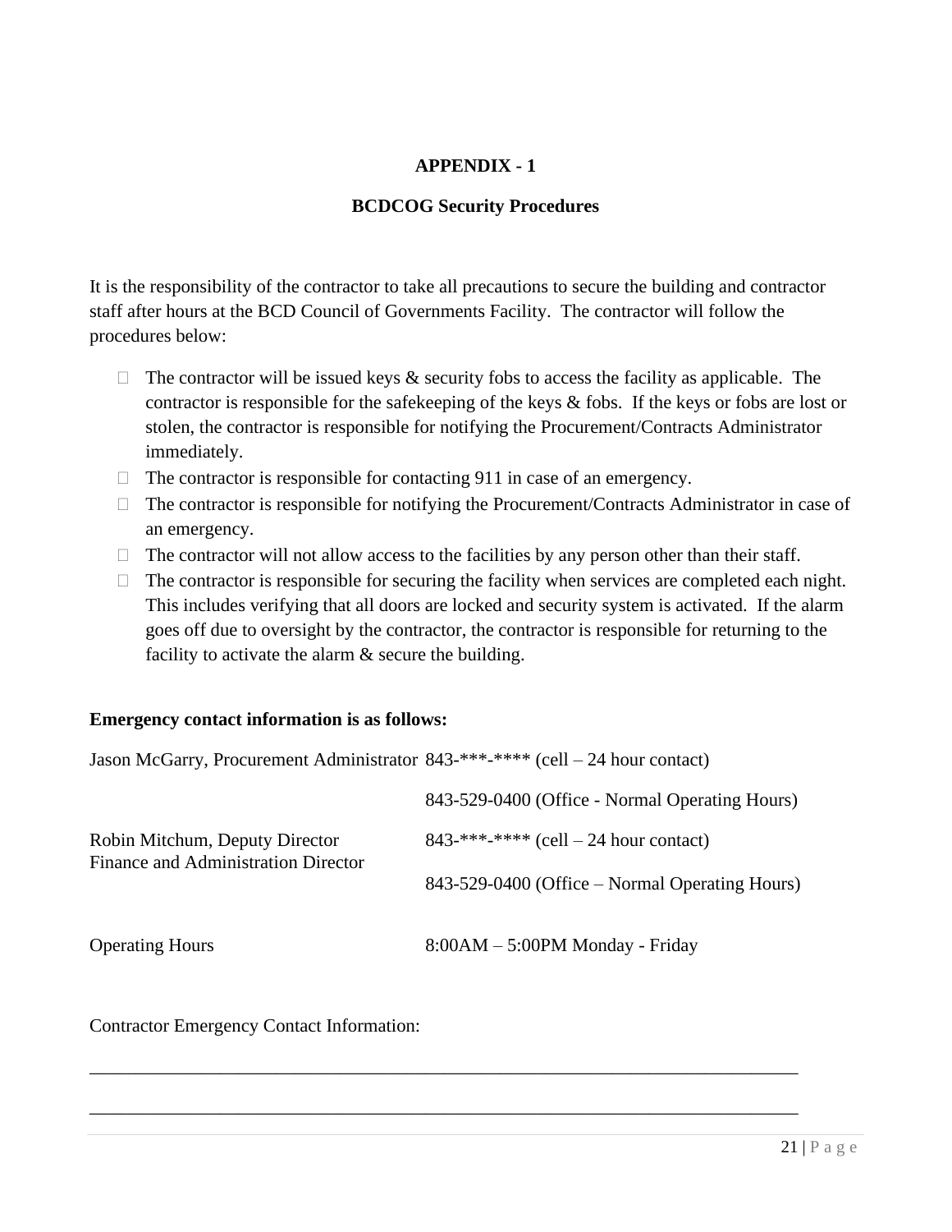# APPENDIX - 1

## BCDCOG Security Procedures

It is the responsibility of the contractor to take all precautions to secure the building and contractor staff after hours at the BCD Council of Governments Facility. The contractor will follow the procedures below:

- The contractor will be issued keys & security fobs to access the facility as applicable. The contractor is responsible for the safekeeping of the keys & fobs. If the keys or fobs are lost or stolen, the contractor is responsible for notifying the Procurement/Contracts Administrator immediately.
- The contractor is responsible for contacting 911 in case of an emergency.
- The contractor is responsible for notifying the Procurement/Contracts Administrator in case of an emergency.
- The contractor will not allow access to the facilities by any person other than their staff.
- The contractor is responsible for securing the facility when services are completed each night. This includes verifying that all doors are locked and security system is activated. If the alarm goes off due to oversight by the contractor, the contractor is responsible for returning to the facility to activate the alarm & secure the building.

**Emergency contact information is as follows:**

| | |
|---|---|
| Jason McGarry, Procurement Administrator | 843-***-**** (cell – 24 hour contact) |
| | 843-529-0400 (Office - Normal Operating Hours) |
| Robin Mitchum, Deputy Director<br>Finance and Administration Director | 843-***-**** (cell – 24 hour contact) |
| | 843-529-0400 (Office – Normal Operating Hours) |
| Operating Hours | 8:00AM – 5:00PM Monday - Friday |

Contractor Emergency Contact Information:

\_\_\_\_\_\_\_\_\_\_\_\_\_\_\_\_\_\_\_\_\_\_\_\_\_\_\_\_\_\_\_\_\_\_\_\_\_\_\_\_\_\_\_\_\_\_\_\_\_\_\_\_\_\_\_\_\_\_\_\_\_\_\_\_\_\_\_\_\_\_\_\_

\_\_\_\_\_\_\_\_\_\_\_\_\_\_\_\_\_\_\_\_\_\_\_\_\_\_\_\_\_\_\_\_\_\_\_\_\_\_\_\_\_\_\_\_\_\_\_\_\_\_\_\_\_\_\_\_\_\_\_\_\_\_\_\_\_\_\_\_\_\_\_\_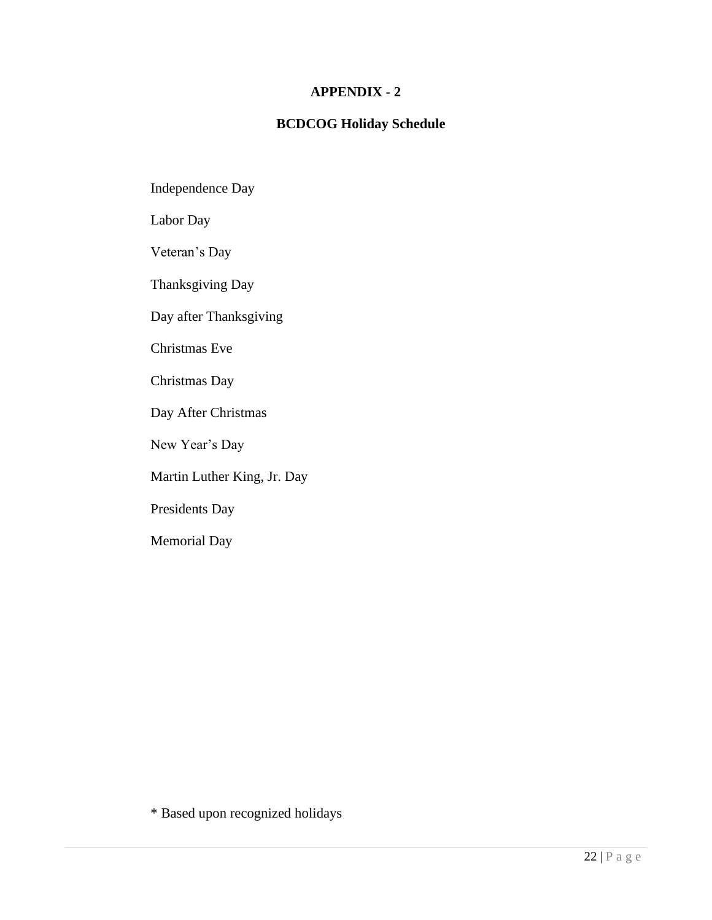# APPENDIX - 2

## BCDCOG Holiday Schedule

Independence Day

Labor Day

Veteran's Day

Thanksgiving Day

Day after Thanksgiving

Christmas Eve

Christmas Day

Day After Christmas

New Year's Day

Martin Luther King, Jr. Day

Presidents Day

Memorial Day

* Based upon recognized holidays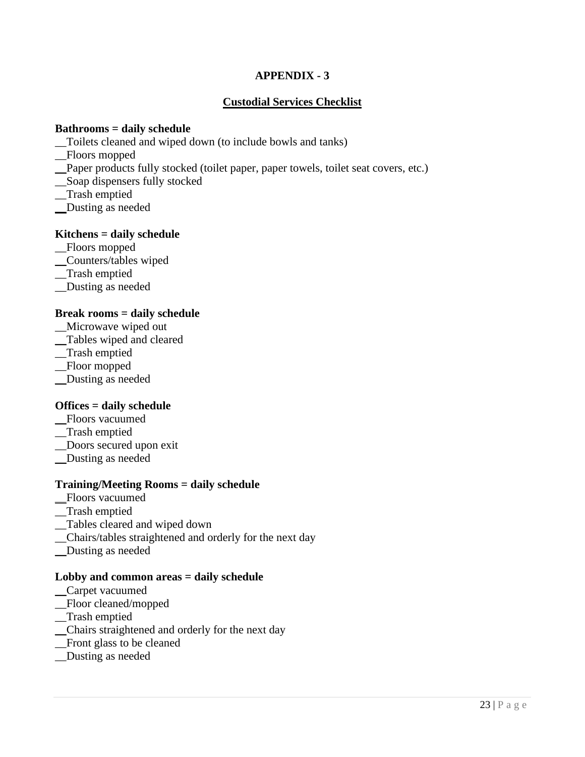**APPENDIX - 3**

**Custodial Services Checklist**

**Bathrooms = daily schedule**
__Toilets cleaned and wiped down (to include bowls and tanks)
__Floors mopped
__Paper products fully stocked (toilet paper, paper towels, toilet seat covers, etc.)
__Soap dispensers fully stocked
__Trash emptied
__Dusting as needed

**Kitchens = daily schedule**
__Floors mopped
__Counters/tables wiped
__Trash emptied
__Dusting as needed

**Break rooms = daily schedule**
__Microwave wiped out
__Tables wiped and cleared
__Trash emptied
__Floor mopped
__Dusting as needed

**Offices = daily schedule**
__Floors vacuumed
__Trash emptied
__Doors secured upon exit
__Dusting as needed

**Training/Meeting Rooms = daily schedule**
__Floors vacuumed
__Trash emptied
__Tables cleared and wiped down
__Chairs/tables straightened and orderly for the next day
__Dusting as needed

**Lobby and common areas = daily schedule**
__Carpet vacuumed
__Floor cleaned/mopped
__Trash emptied
__Chairs straightened and orderly for the next day
__Front glass to be cleaned
__Dusting as needed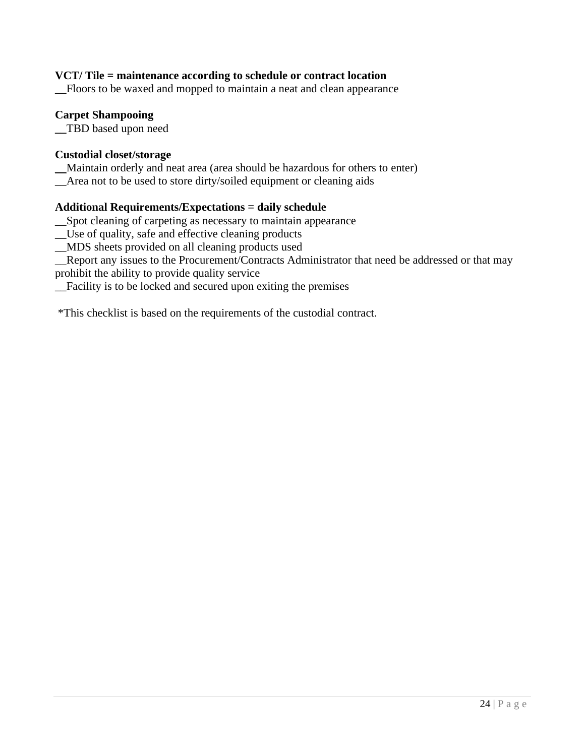**VCT/ Tile = maintenance according to schedule or contract location**
__Floors to be waxed and mopped to maintain a neat and clean appearance

**Carpet Shampooing**
__TBD based upon need

**Custodial closet/storage**
__Maintain orderly and neat area (area should be hazardous for others to enter)
__Area not to be used to store dirty/soiled equipment or cleaning aids

**Additional Requirements/Expectations = daily schedule**
__Spot cleaning of carpeting as necessary to maintain appearance
__Use of quality, safe and effective cleaning products
__MDS sheets provided on all cleaning products used
__Report any issues to the Procurement/Contracts Administrator that need be addressed or that may prohibit the ability to provide quality service
__Facility is to be locked and secured upon exiting the premises

*This checklist is based on the requirements of the custodial contract.